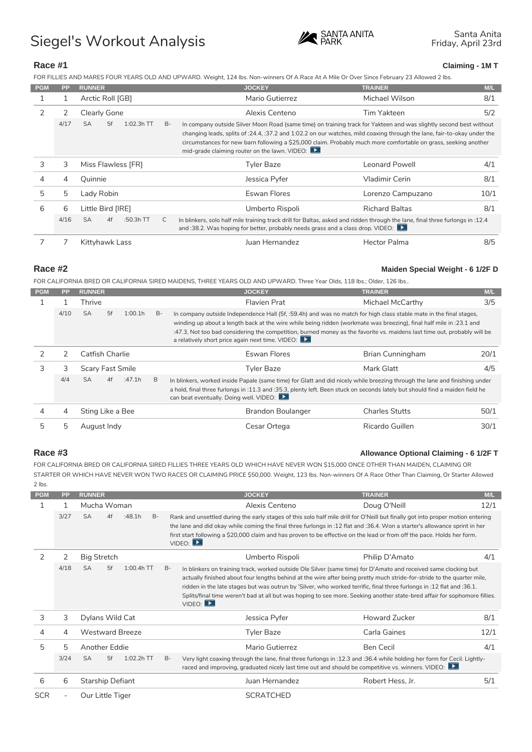# Siegel's Workout Analysis

Santa Anita
Friday, April 23rd

## Race #1

**Claiming - 1M T**

FOR FILLIES AND MARES FOUR YEARS OLD AND UPWARD. Weight, 124 lbs. Non-winners Of A Race At A Mile Or Over Since February 23 Allowed 2 lbs.

| PGM | PP | RUNNER | JOCKEY | TRAINER | M/L |
|---|---|---|---|---|---|
| 1 | 1 | Arctic Roll [GB] | Mario Gutierrez | Michael Wilson | 8/1 |
| 2 | 2 | Clearly Gone | Alexis Centeno | Tim Yakteen | 5/2 |
| 3 | 3 | Miss Flawless [FR] | Tyler Baze | Leonard Powell | 4/1 |
| 4 | 4 | Quinnie | Jessica Pyfer | Vladimir Cerin | 8/1 |
| 5 | 5 | Lady Robin | Eswan Flores | Lorenzo Campuzano | 10/1 |
| 6 | 6 | Little Bird [IRE] | Umberto Rispoli | Richard Baltas | 8/1 |
| 7 | 7 | Kittyhawk Lass | Juan Hernandez | Hector Palma | 8/5 |

**Clearly Gone** — 4/17 SA 5f 1:02.3h TT B- — In company outside Silver Moon Road (same time) on training track for Yakteen and was slightly second best without changing leads, splits of :24.4, :37.2 and 1:02.2 on our watches, mild coaxing through the lane, fair-to-okay under the circumstances for new barn following a $25,000 claim. Probably much more comfortable on grass, seeking another mid-grade claiming router on the lawn. VIDEO:

**Little Bird [IRE]** — 4/16 SA 4f :50.3h TT C — In blinkers, solo half mile training track drill for Baltas, asked and ridden through the lane, final three furlongs in :12.4 and :38.2. Was hoping for better, probably needs grass and a class drop. VIDEO:

## Race #2

**Maiden Special Weight - 6 1/2F D**

FOR CALIFORNIA BRED OR CALIFORNIA SIRED MAIDENS, THREE YEARS OLD AND UPWARD. Three Year Olds, 118 lbs.; Older, 126 lbs..

| PGM | PP | RUNNER | JOCKEY | TRAINER | M/L |
|---|---|---|---|---|---|
| 1 | 1 | Thrive | Flavien Prat | Michael McCarthy | 3/5 |
| 2 | 2 | Catfish Charlie | Eswan Flores | Brian Cunningham | 20/1 |
| 3 | 3 | Scary Fast Smile | Tyler Baze | Mark Glatt | 4/5 |
| 4 | 4 | Sting Like a Bee | Brandon Boulanger | Charles Stutts | 50/1 |
| 5 | 5 | August Indy | Cesar Ortega | Ricardo Guillen | 30/1 |

**Thrive** — 4/10 SA 5f 1:00.1h B- — In company outside Independence Hall (5f, :59.4h) and was no match for high class stable mate in the final stages, winding up about a length back at the wire while being ridden (workmate was breezing), final half mile in :23.1 and :47.3, Not too bad considering the competition, burned money as the favorite vs. maidens last time out, probably will be a relatively short price again next time. VIDEO:

**Scary Fast Smile** — 4/4 SA 4f :47.1h B — In blinkers, worked inside Papale (same time) for Glatt and did nicely while breezing through the lane and finishing under a hold, final three furlongs in :11.3 and :35.3, plenty left. Been stuck on seconds lately but should find a maiden field he can beat eventually. Doing well. VIDEO:

## Race #3

**Allowance Optional Claiming - 6 1/2F T**

FOR CALIFORNIA BRED OR CALIFORNIA SIRED FILLIES THREE YEARS OLD WHICH HAVE NEVER WON $15,000 ONCE OTHER THAN MAIDEN, CLAIMING OR STARTER OR WHICH HAVE NEVER WON TWO RACES OR CLAIMING PRICE $50,000. Weight, 123 lbs. Non-winners Of A Race Other Than Claiming, Or Starter Allowed 2 lbs.

| PGM | PP | RUNNER | JOCKEY | TRAINER | M/L |
|---|---|---|---|---|---|
| 1 | 1 | Mucha Woman | Alexis Centeno | Doug O'Neill | 12/1 |
| 2 | 2 | Big Stretch | Umberto Rispoli | Philip D'Amato | 4/1 |
| 3 | 3 | Dylans Wild Cat | Jessica Pyfer | Howard Zucker | 8/1 |
| 4 | 4 | Westward Breeze | Tyler Baze | Carla Gaines | 12/1 |
| 5 | 5 | Another Eddie | Mario Gutierrez | Ben Cecil | 4/1 |
| 6 | 6 | Starship Defiant | Juan Hernandez | Robert Hess, Jr. | 5/1 |
| SCR | - | Our Little Tiger | SCRATCHED | | |

**Mucha Woman** — 3/27 SA 4f :48.1h B- — Rank and unsettled during the early stages of this solo half mile drill for O'Neill but finally got into proper motion entering the lane and did okay while coming the final three furlongs in :12 flat and :36.4. Won a starter's allowance sprint in her first start following a $20,000 claim and has proven to be effective on the lead or from off the pace. Holds her form. VIDEO:

**Big Stretch** — 4/18 SA 5f 1:00.4h TT B- — In blinkers on training track, worked outside Ole Silver (same time) for D'Amato and received same clocking but actually finished about four lengths behind at the wire after being pretty much stride-for-stride to the quarter mile, ridden in the late stages but was outrun by 'Silver, who worked terrific, final three furlongs in :12 flat and :36.1. Splits/final time weren't bad at all but was hoping to see more. Seeking another state-bred affair for sophomore fillies. VIDEO:

**Another Eddie** — 3/24 SA 5f 1:02.2h TT B- — Very light coaxing through the lane, final three furlongs in :12.3 and :36.4 while holding her form for Cecil. Lightly-raced and improving, graduated nicely last time out and should be competitive vs. winners. VIDEO: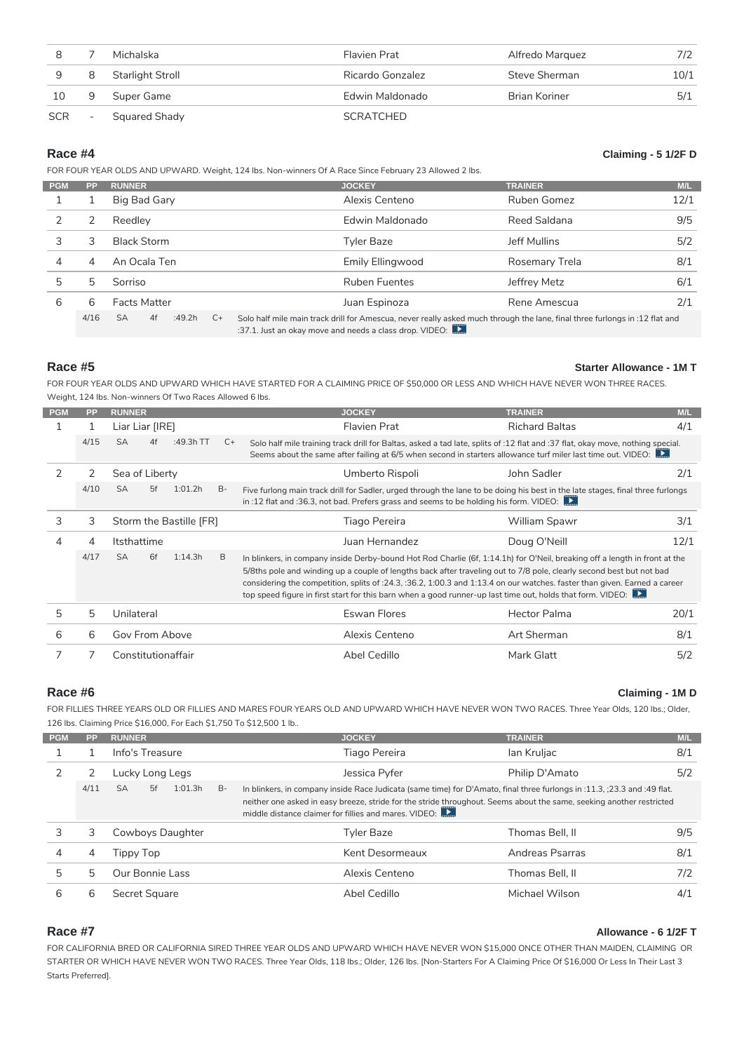| PGM | PP | RUNNER | JOCKEY | TRAINER | M/L |
|---|---|---|---|---|---|
| 8 | 7 | Michalska | Flavien Prat | Alfredo Marquez | 7/2 |
| 9 | 8 | Starlight Stroll | Ricardo Gonzalez | Steve Sherman | 10/1 |
| 10 | 9 | Super Game | Edwin Maldonado | Brian Koriner | 5/1 |
| SCR | - | Squared Shady | SCRATCHED | | |

## Race #4

**Claiming - 5 1/2F D**

FOR FOUR YEAR OLDS AND UPWARD. Weight, 124 lbs. Non-winners Of A Race Since February 23 Allowed 2 lbs.

| PGM | PP | RUNNER | JOCKEY | TRAINER | M/L |
|---|---|---|---|---|---|
| 1 | 1 | Big Bad Gary | Alexis Centeno | Ruben Gomez | 12/1 |
| 2 | 2 | Reedley | Edwin Maldonado | Reed Saldana | 9/5 |
| 3 | 3 | Black Storm | Tyler Baze | Jeff Mullins | 5/2 |
| 4 | 4 | An Ocala Ten | Emily Ellingwood | Rosemary Trela | 8/1 |
| 5 | 5 | Sorriso | Ruben Fuentes | Jeffrey Metz | 6/1 |
| 6 | 6 | Facts Matter | Juan Espinoza | Rene Amescua | 2/1 |

4/16 SA 4f :49.2h C+ — Solo half mile main track drill for Amescua, never really asked much through the lane, final three furlongs in :12 flat and :37.1. Just an okay move and needs a class drop. VIDEO:

## Race #5

**Starter Allowance - 1M T**

FOR FOUR YEAR OLDS AND UPWARD WHICH HAVE STARTED FOR A CLAIMING PRICE OF $50,000 OR LESS AND WHICH HAVE NEVER WON THREE RACES. Weight, 124 lbs. Non-winners Of Two Races Allowed 6 lbs.

| PGM | PP | RUNNER | JOCKEY | TRAINER | M/L |
|---|---|---|---|---|---|
| 1 | 1 | Liar Liar [IRE] | Flavien Prat | Richard Baltas | 4/1 |
| 2 | 2 | Sea of Liberty | Umberto Rispoli | John Sadler | 2/1 |
| 3 | 3 | Storm the Bastille [FR] | Tiago Pereira | William Spawr | 3/1 |
| 4 | 4 | Itsthattime | Juan Hernandez | Doug O'Neill | 12/1 |
| 5 | 5 | Unilateral | Eswan Flores | Hector Palma | 20/1 |
| 6 | 6 | Gov From Above | Alexis Centeno | Art Sherman | 8/1 |
| 7 | 7 | Constitutionaffair | Abel Cedillo | Mark Glatt | 5/2 |

Liar Liar [IRE] — 4/15 SA 4f :49.3h TT C+ — Solo half mile training track drill for Baltas, asked a tad late, splits of :12 flat and :37 flat, okay move, nothing special. Seems about the same after failing at 6/5 when second in starters allowance turf miler last time out. VIDEO:

Sea of Liberty — 4/10 SA 5f 1:01.2h B- — Five furlong main track drill for Sadler, urged through the lane to be doing his best in the late stages, final three furlongs in :12 flat and :36.3, not bad. Prefers grass and seems to be holding his form. VIDEO:

Itsthattime — 4/17 SA 6f 1:14.3h B — In blinkers, in company inside Derby-bound Hot Rod Charlie (6f, 1:14.1h) for O'Neil, breaking off a length in front at the 5/8ths pole and winding up a couple of lengths back after traveling out to 7/8 pole, clearly second best but not bad considering the competition, splits of :24.3, :36.2, 1:00.3 and 1:13.4 on our watches. faster than given. Earned a career top speed figure in first start for this barn when a good runner-up last time out, holds that form. VIDEO:

## Race #6

**Claiming - 1M D**

FOR FILLIES THREE YEARS OLD OR FILLIES AND MARES FOUR YEARS OLD AND UPWARD WHICH HAVE NEVER WON TWO RACES. Three Year Olds, 120 lbs.; Older, 126 lbs. Claiming Price $16,000, For Each $1,750 To $12,500 1 lb..

| PGM | PP | RUNNER | JOCKEY | TRAINER | M/L |
|---|---|---|---|---|---|
| 1 | 1 | Info's Treasure | Tiago Pereira | Ian Kruljac | 8/1 |
| 2 | 2 | Lucky Long Legs | Jessica Pyfer | Philip D'Amato | 5/2 |
| 3 | 3 | Cowboys Daughter | Tyler Baze | Thomas Bell, II | 9/5 |
| 4 | 4 | Tippy Top | Kent Desormeaux | Andreas Psarras | 8/1 |
| 5 | 5 | Our Bonnie Lass | Alexis Centeno | Thomas Bell, II | 7/2 |
| 6 | 6 | Secret Square | Abel Cedillo | Michael Wilson | 4/1 |

Lucky Long Legs — 4/11 SA 5f 1:01.3h B- — In blinkers, in company inside Race Judicata (same time) for D'Amato, final three furlongs in :11.3, ;23.3 and :49 flat. neither one asked in easy breeze, stride for the stride throughout. Seems about the same, seeking another restricted middle distance claimer for fillies and mares. VIDEO:

## Race #7

**Allowance - 6 1/2F T**

FOR CALIFORNIA BRED OR CALIFORNIA SIRED THREE YEAR OLDS AND UPWARD WHICH HAVE NEVER WON $15,000 ONCE OTHER THAN MAIDEN, CLAIMING OR STARTER OR WHICH HAVE NEVER WON TWO RACES. Three Year Olds, 118 lbs.; Older, 126 lbs. [Non-Starters For A Claiming Price Of $16,000 Or Less In Their Last 3 Starts Preferred].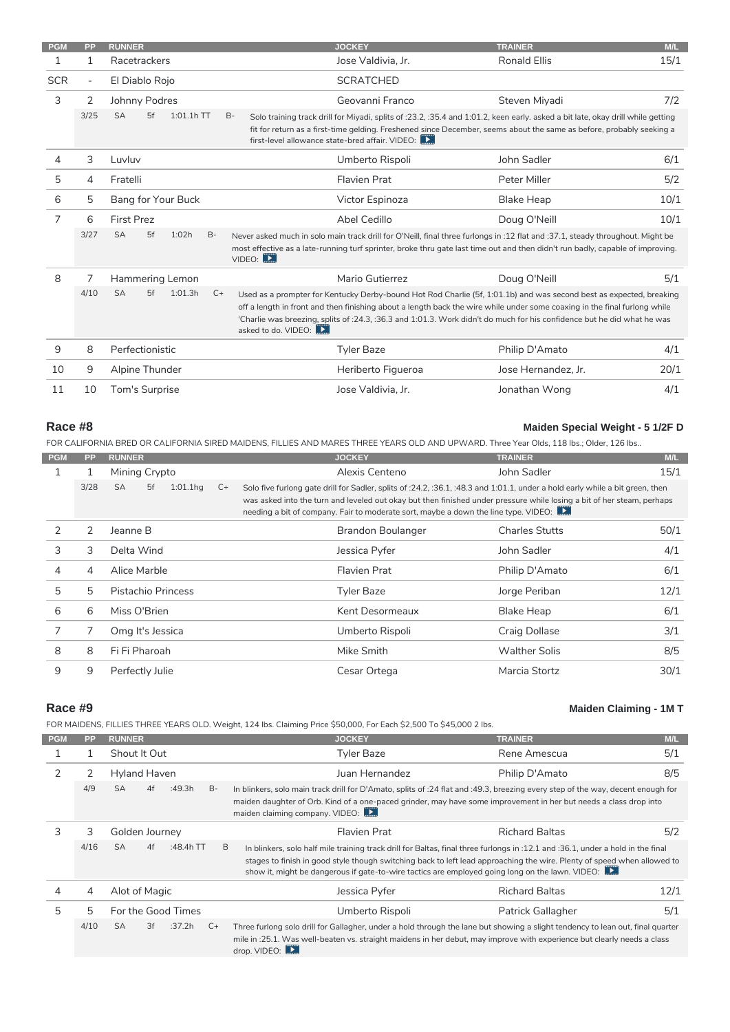| PGM | PP | RUNNER | JOCKEY | TRAINER | M/L |
|---|---|---|---|---|---|
| 1 | 1 | Racetrackers | Jose Valdivia, Jr. | Ronald Ellis | 15/1 |
| SCR | - | El Diablo Rojo | SCRATCHED | | |
| 3 | 2 | Johnny Podres | Geovanni Franco | Steven Miyadi | 7/2 |
| | 3/25 SA 5f 1:01.1h TT B- | Solo training track drill for Miyadi, splits of :23.2, :35.4 and 1:01.2, keen early. asked a bit late, okay drill while getting fit for return as a first-time gelding. Freshened since December, seems about the same as before, probably seeking a first-level allowance state-bred affair. VIDEO: | | | |
| 4 | 3 | Luvluv | Umberto Rispoli | John Sadler | 6/1 |
| 5 | 4 | Fratelli | Flavien Prat | Peter Miller | 5/2 |
| 6 | 5 | Bang for Your Buck | Victor Espinoza | Blake Heap | 10/1 |
| 7 | 6 | First Prez | Abel Cedillo | Doug O'Neill | 10/1 |
| | 3/27 SA 5f 1:02h B- | Never asked much in solo main track drill for O'Neill, final three furlongs in :12 flat and :37.1, steady throughout. Might be most effective as a late-running turf sprinter, broke thru gate last time out and then didn't run badly, capable of improving. VIDEO: | | | |
| 8 | 7 | Hammering Lemon | Mario Gutierrez | Doug O'Neill | 5/1 |
| | 4/10 SA 5f 1:01.3h C+ | Used as a prompter for Kentucky Derby-bound Hot Rod Charlie (5f, 1:01.1b) and was second best as expected, breaking off a length in front and then finishing about a length back the wire while under some coaxing in the final furlong while 'Charlie was breezing, splits of :24.3, :36.3 and 1:01.3. Work didn't do much for his confidence but he did what he was asked to do. VIDEO: | | | |
| 9 | 8 | Perfectionistic | Tyler Baze | Philip D'Amato | 4/1 |
| 10 | 9 | Alpine Thunder | Heriberto Figueroa | Jose Hernandez, Jr. | 20/1 |
| 11 | 10 | Tom's Surprise | Jose Valdivia, Jr. | Jonathan Wong | 4/1 |

## Race #8

**Maiden Special Weight - 5 1/2F D**

FOR CALIFORNIA BRED OR CALIFORNIA SIRED MAIDENS, FILLIES AND MARES THREE YEARS OLD AND UPWARD. Three Year Olds, 118 lbs.; Older, 126 lbs..

| PGM | PP | RUNNER | JOCKEY | TRAINER | M/L |
|---|---|---|---|---|---|
| 1 | 1 | Mining Crypto | Alexis Centeno | John Sadler | 15/1 |
| | 3/28 SA 5f 1:01.1hg C+ | Solo five furlong gate drill for Sadler, splits of :24.2, :36.1, :48.3 and 1:01.1, under a hold early while a bit green, then was asked into the turn and leveled out okay but then finished under pressure while losing a bit of her steam, perhaps needing a bit of company. Fair to moderate sort, maybe a down the line type. VIDEO: | | | |
| 2 | 2 | Jeanne B | Brandon Boulanger | Charles Stutts | 50/1 |
| 3 | 3 | Delta Wind | Jessica Pyfer | John Sadler | 4/1 |
| 4 | 4 | Alice Marble | Flavien Prat | Philip D'Amato | 6/1 |
| 5 | 5 | Pistachio Princess | Tyler Baze | Jorge Periban | 12/1 |
| 6 | 6 | Miss O'Brien | Kent Desormeaux | Blake Heap | 6/1 |
| 7 | 7 | Omg It's Jessica | Umberto Rispoli | Craig Dollase | 3/1 |
| 8 | 8 | Fi Fi Pharoah | Mike Smith | Walther Solis | 8/5 |
| 9 | 9 | Perfectly Julie | Cesar Ortega | Marcia Stortz | 30/1 |

## Race #9

**Maiden Claiming - 1M T**

FOR MAIDENS, FILLIES THREE YEARS OLD. Weight, 124 lbs. Claiming Price $50,000, For Each $2,500 To $45,000 2 lbs.

| PGM | PP | RUNNER | JOCKEY | TRAINER | M/L |
|---|---|---|---|---|---|
| 1 | 1 | Shout It Out | Tyler Baze | Rene Amescua | 5/1 |
| 2 | 2 | Hyland Haven | Juan Hernandez | Philip D'Amato | 8/5 |
| | 4/9 SA 4f :49.3h B- | In blinkers, solo main track drill for D'Amato, splits of :24 flat and :49.3, breezing every step of the way, decent enough for maiden daughter of Orb. Kind of a one-paced grinder, may have some improvement in her but needs a class drop into maiden claiming company. VIDEO: | | | |
| 3 | 3 | Golden Journey | Flavien Prat | Richard Baltas | 5/2 |
| | 4/16 SA 4f :48.4h TT B | In blinkers, solo half mile training track drill for Baltas, final three furlongs in :12.1 and :36.1, under a hold in the final stages to finish in good style though switching back to left lead approaching the wire. Plenty of speed when allowed to show it, might be dangerous if gate-to-wire tactics are employed going long on the lawn. VIDEO: | | | |
| 4 | 4 | Alot of Magic | Jessica Pyfer | Richard Baltas | 12/1 |
| 5 | 5 | For the Good Times | Umberto Rispoli | Patrick Gallagher | 5/1 |
| | 4/10 SA 3f :37.2h C+ | Three furlong solo drill for Gallagher, under a hold through the lane but showing a slight tendency to lean out, final quarter mile in :25.1. Was well-beaten vs. straight maidens in her debut, may improve with experience but clearly needs a class drop. VIDEO: | | | |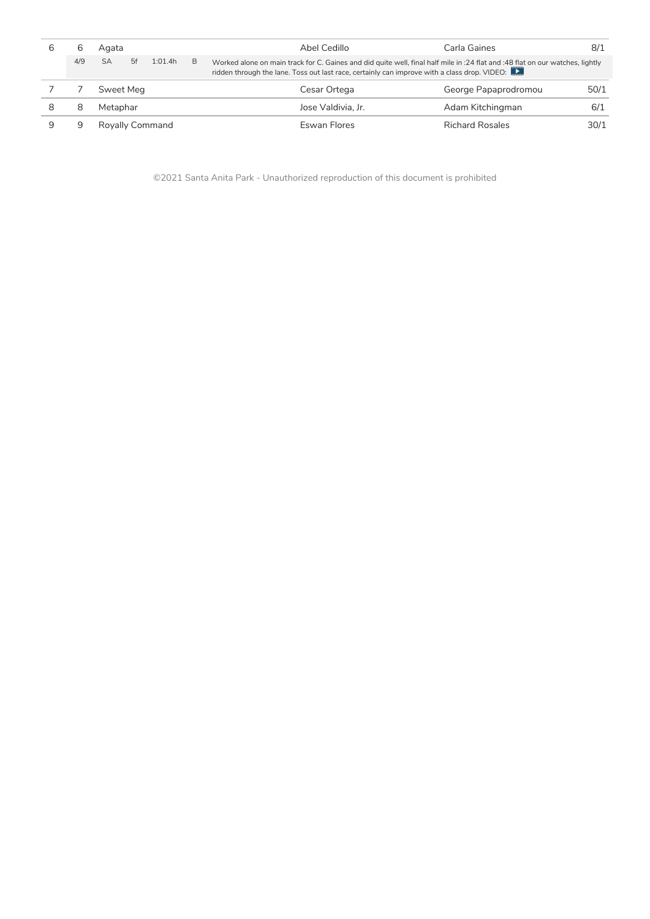| | | | | | | |
|---|---|---|---|---|---|---|
| 6 | 6 | Agata | | Abel Cedillo | Carla Gaines | 8/1 |
| | 4/9 | SA 5f 1:01.4h B | | Worked alone on main track for C. Gaines and did quite well, final half mile in :24 flat and :48 flat on our watches, lightly ridden through the lane. Toss out last race, certainly can improve with a class drop. VIDEO: | | |
| 7 | 7 | Sweet Meg | | Cesar Ortega | George Papaprodromou | 50/1 |
| 8 | 8 | Metaphar | | Jose Valdivia, Jr. | Adam Kitchingman | 6/1 |
| 9 | 9 | Royally Command | | Eswan Flores | Richard Rosales | 30/1 |

©2021 Santa Anita Park - Unauthorized reproduction of this document is prohibited